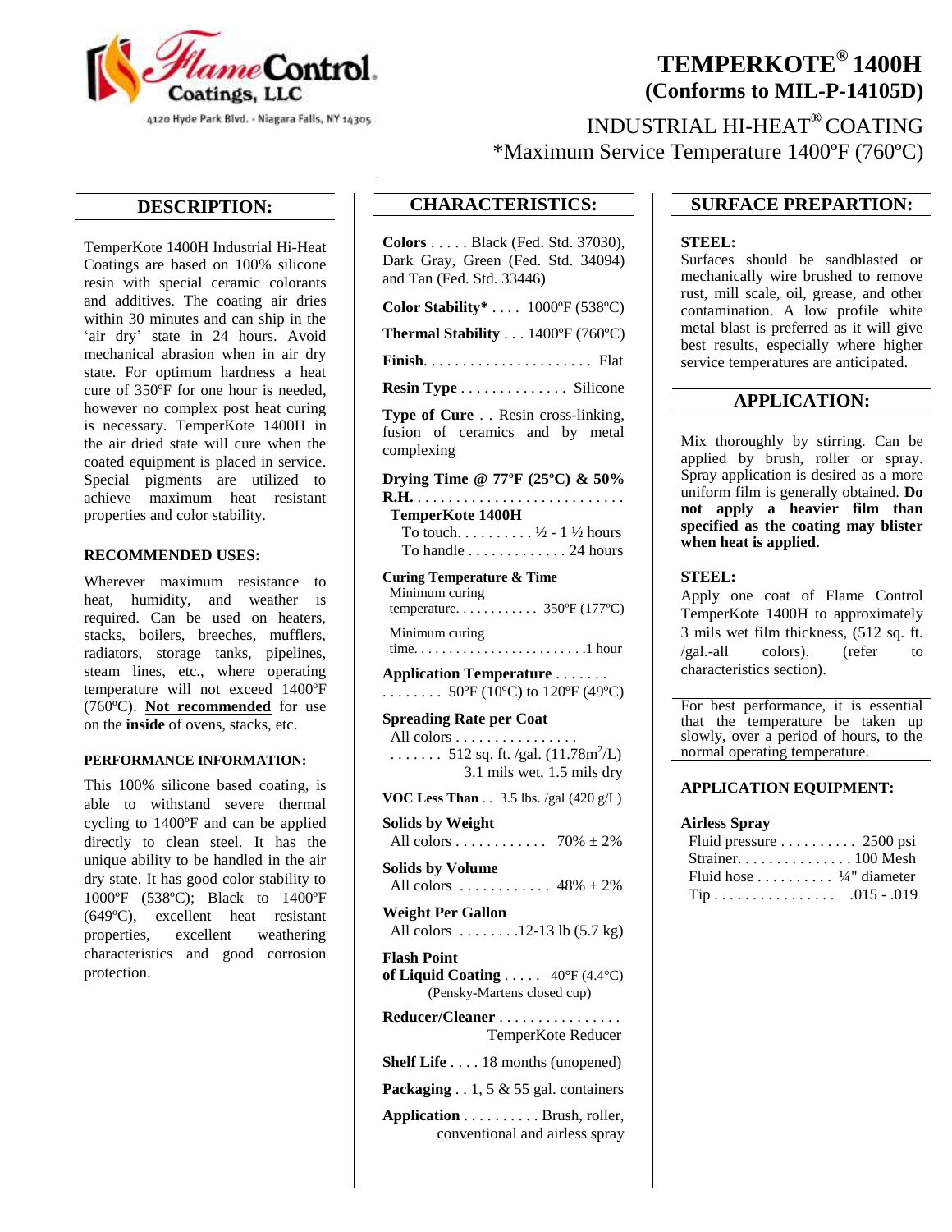Flame Control Coatings, LLC
4120 Hyde Park Blvd. - Niagara Falls, NY 14305

# TEMPERKOTE® 1400H
## (Conforms to MIL-P-14105D)

INDUSTRIAL HI-HEAT® COATING
*Maximum Service Temperature 1400ºF (760ºC)

## DESCRIPTION:

TemperKote 1400H Industrial Hi-Heat Coatings are based on 100% silicone resin with special ceramic colorants and additives. The coating air dries within 30 minutes and can ship in the 'air dry' state in 24 hours. Avoid mechanical abrasion when in air dry state. For optimum hardness a heat cure of 350ºF for one hour is needed, however no complex post heat curing is necessary. TemperKote 1400H in the air dried state will cure when the coated equipment is placed in service. Special pigments are utilized to achieve maximum heat resistant properties and color stability.

### RECOMMENDED USES:

Wherever maximum resistance to heat, humidity, and weather is required. Can be used on heaters, stacks, boilers, breeches, mufflers, radiators, storage tanks, pipelines, steam lines, etc., where operating temperature will not exceed 1400ºF (760ºC). **Not recommended** for use on the **inside** of ovens, stacks, etc.

### PERFORMANCE INFORMATION:

This 100% silicone based coating, is able to withstand severe thermal cycling to 1400ºF and can be applied directly to clean steel. It has the unique ability to be handled in the air dry state. It has good color stability to 1000ºF (538ºC); Black to 1400ºF (649ºC), excellent heat resistant properties, excellent weathering characteristics and good corrosion protection.

## CHARACTERISTICS:

**Colors** . . . . . Black (Fed. Std. 37030), Dark Gray, Green (Fed. Std. 34094) and Tan (Fed. Std. 33446)

**Color Stability*** . . . . 1000ºF (538ºC)

**Thermal Stability** . . . 1400ºF (760ºC)

**Finish**. . . . . . . . . . . . . . . . . . . . . . Flat

**Resin Type** . . . . . . . . . . . . . . Silicone

**Type of Cure** . . Resin cross-linking, fusion of ceramics and by metal complexing

**Drying Time @ 77ºF (25ºC) & 50% R.H.** . . . . . . . . . . . . . . . . . . . . . . . . . . .
**TemperKote 1400H**
To touch. . . . . . . . . . ½ - 1 ½ hours
To handle . . . . . . . . . . . . . 24 hours

**Curing Temperature & Time**
Minimum curing temperature. . . . . . . . . . . . 350ºF (177ºC)
Minimum curing time. . . . . . . . . . . . . . . . . . . . . . . . .1 hour

**Application Temperature** . . . . . . . . . . . . . . . 50ºF (10ºC) to 120ºF (49ºC)

**Spreading Rate per Coat**
All colors . . . . . . . . . . . . . . . . . . . . . . . 512 sq. ft. /gal. (11.78m²/L)
3.1 mils wet, 1.5 mils dry

**VOC Less Than** . . 3.5 lbs. /gal (420 g/L)

**Solids by Weight**
All colors . . . . . . . . . . . . 70% ± 2%

**Solids by Volume**
All colors . . . . . . . . . . . . 48% ± 2%

**Weight Per Gallon**
All colors . . . . . . . .12-13 lb (5.7 kg)

**Flash Point of Liquid Coating** . . . . . 40°F (4.4°C)
(Pensky-Martens closed cup)

**Reducer/Cleaner** . . . . . . . . . . . . . . . . TemperKote Reducer

**Shelf Life** . . . . 18 months (unopened)

**Packaging** . . 1, 5 & 55 gal. containers

**Application** . . . . . . . . . . Brush, roller, conventional and airless spray

## SURFACE PREPARTION:

**STEEL:**
Surfaces should be sandblasted or mechanically wire brushed to remove rust, mill scale, oil, grease, and other contamination. A low profile white metal blast is preferred as it will give best results, especially where higher service temperatures are anticipated.

## APPLICATION:

Mix thoroughly by stirring. Can be applied by brush, roller or spray. Spray application is desired as a more uniform film is generally obtained. **Do not apply a heavier film than specified as the coating may blister when heat is applied.**

**STEEL:**
Apply one coat of Flame Control TemperKote 1400H to approximately 3 mils wet film thickness, (512 sq. ft. /gal.-all colors). (refer to characteristics section).

For best performance, it is essential that the temperature be taken up slowly, over a period of hours, to the normal operating temperature.

### APPLICATION EQUIPMENT:

**Airless Spray**
Fluid pressure . . . . . . . . . . 2500 psi
Strainer. . . . . . . . . . . . . . . 100 Mesh
Fluid hose . . . . . . . . . . ¼" diameter
Tip . . . . . . . . . . . . . . . . .015 - .019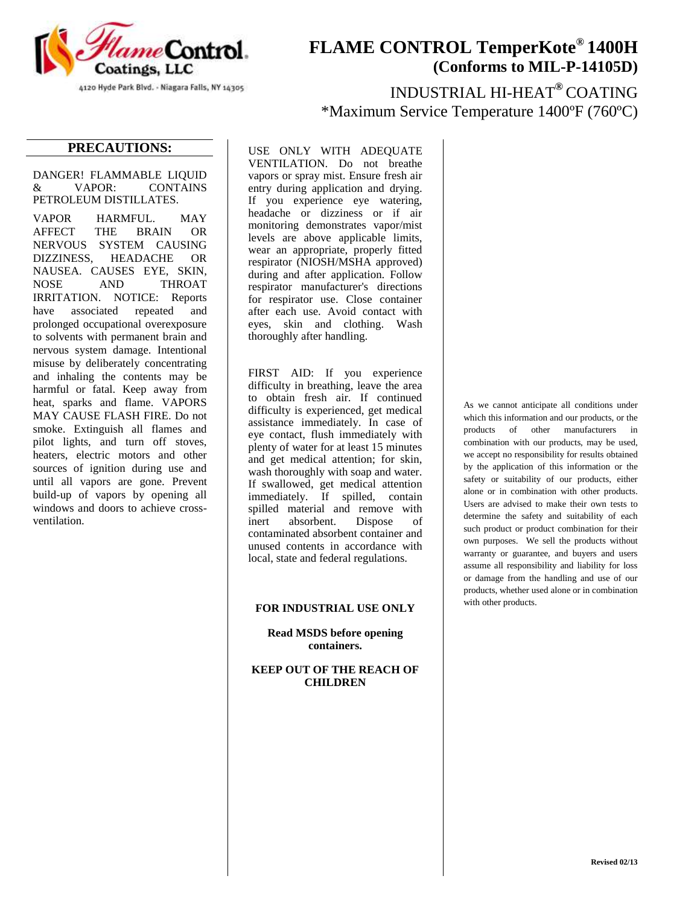Flame Control Coatings, LLC

4120 Hyde Park Blvd. - Niagara Falls, NY 14305

# FLAME CONTROL TemperKote® 1400H
## (Conforms to MIL-P-14105D)

INDUSTRIAL HI-HEAT® COATING

*Maximum Service Temperature 1400ºF (760ºC)

## PRECAUTIONS:

DANGER! FLAMMABLE LIQUID & VAPOR: CONTAINS PETROLEUM DISTILLATES.

VAPOR HARMFUL. MAY AFFECT THE BRAIN OR NERVOUS SYSTEM CAUSING DIZZINESS, HEADACHE OR NAUSEA. CAUSES EYE, SKIN, NOSE AND THROAT IRRITATION. NOTICE: Reports have associated repeated and prolonged occupational overexposure to solvents with permanent brain and nervous system damage. Intentional misuse by deliberately concentrating and inhaling the contents may be harmful or fatal. Keep away from heat, sparks and flame. VAPORS MAY CAUSE FLASH FIRE. Do not smoke. Extinguish all flames and pilot lights, and turn off stoves, heaters, electric motors and other sources of ignition during use and until all vapors are gone. Prevent build-up of vapors by opening all windows and doors to achieve cross-ventilation.

USE ONLY WITH ADEQUATE VENTILATION. Do not breathe vapors or spray mist. Ensure fresh air entry during application and drying. If you experience eye watering, headache or dizziness or if air monitoring demonstrates vapor/mist levels are above applicable limits, wear an appropriate, properly fitted respirator (NIOSH/MSHA approved) during and after application. Follow respirator manufacturer's directions for respirator use. Close container after each use. Avoid contact with eyes, skin and clothing. Wash thoroughly after handling.

FIRST AID: If you experience difficulty in breathing, leave the area to obtain fresh air. If continued difficulty is experienced, get medical assistance immediately. In case of eye contact, flush immediately with plenty of water for at least 15 minutes and get medical attention; for skin, wash thoroughly with soap and water. If swallowed, get medical attention immediately. If spilled, contain spilled material and remove with inert absorbent. Dispose of contaminated absorbent container and unused contents in accordance with local, state and federal regulations.

**FOR INDUSTRIAL USE ONLY**

**Read MSDS before opening containers.**

**KEEP OUT OF THE REACH OF CHILDREN**

As we cannot anticipate all conditions under which this information and our products, or the products of other manufacturers in combination with our products, may be used, we accept no responsibility for results obtained by the application of this information or the safety or suitability of our products, either alone or in combination with other products. Users are advised to make their own tests to determine the safety and suitability of each such product or product combination for their own purposes. We sell the products without warranty or guarantee, and buyers and users assume all responsibility and liability for loss or damage from the handling and use of our products, whether used alone or in combination with other products.

**Revised 02/13**